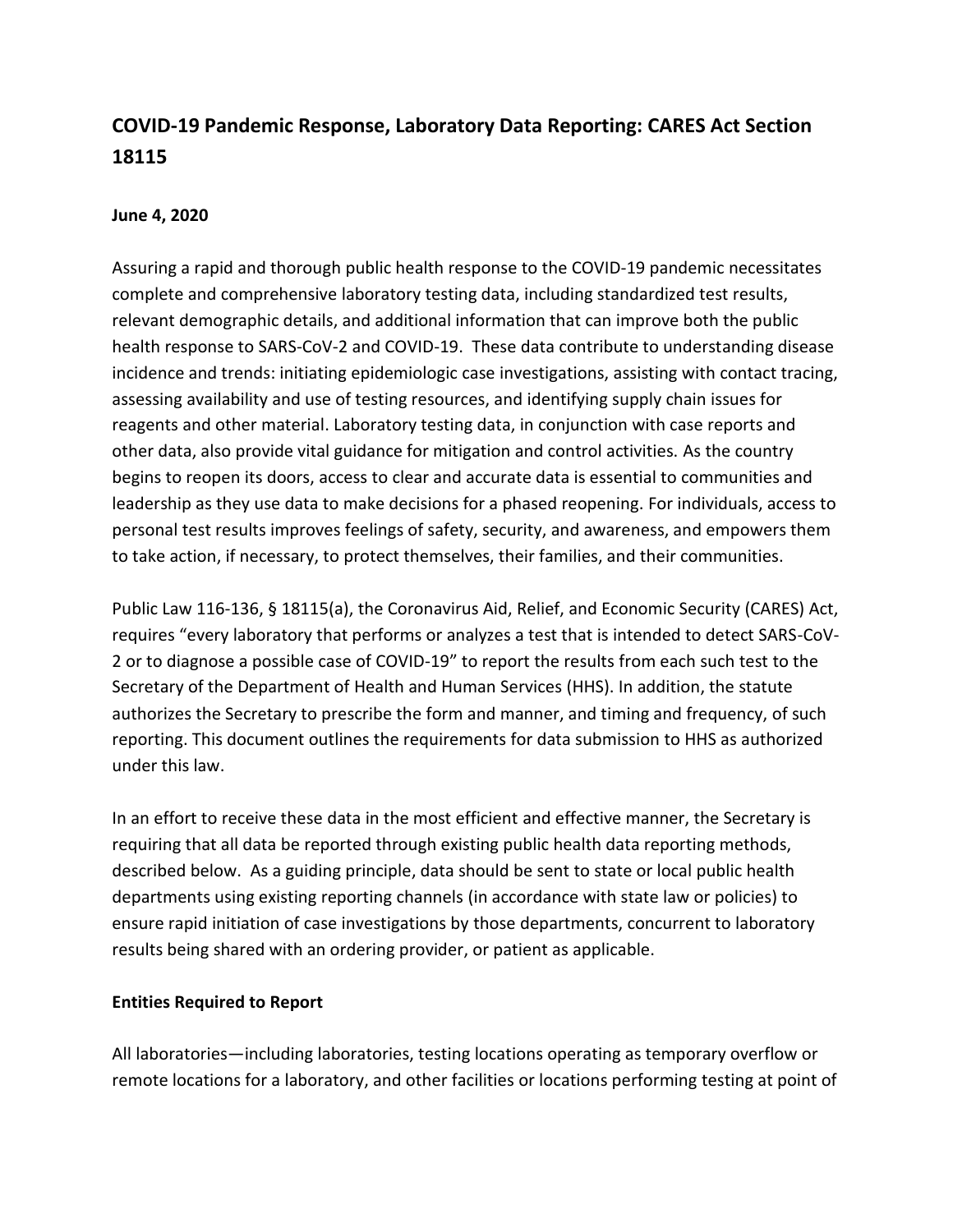# COVID-19 Pandemic Response, Laboratory Data Reporting: CARES Act Section 18115

**June 4, 2020**

Assuring a rapid and thorough public health response to the COVID-19 pandemic necessitates complete and comprehensive laboratory testing data, including standardized test results, relevant demographic details, and additional information that can improve both the public health response to SARS-CoV-2 and COVID-19. These data contribute to understanding disease incidence and trends: initiating epidemiologic case investigations, assisting with contact tracing, assessing availability and use of testing resources, and identifying supply chain issues for reagents and other material. Laboratory testing data, in conjunction with case reports and other data, also provide vital guidance for mitigation and control activities. As the country begins to reopen its doors, access to clear and accurate data is essential to communities and leadership as they use data to make decisions for a phased reopening. For individuals, access to personal test results improves feelings of safety, security, and awareness, and empowers them to take action, if necessary, to protect themselves, their families, and their communities.

Public Law 116-136, § 18115(a), the Coronavirus Aid, Relief, and Economic Security (CARES) Act, requires "every laboratory that performs or analyzes a test that is intended to detect SARS-CoV-2 or to diagnose a possible case of COVID-19" to report the results from each such test to the Secretary of the Department of Health and Human Services (HHS). In addition, the statute authorizes the Secretary to prescribe the form and manner, and timing and frequency, of such reporting. This document outlines the requirements for data submission to HHS as authorized under this law.

In an effort to receive these data in the most efficient and effective manner, the Secretary is requiring that all data be reported through existing public health data reporting methods, described below. As a guiding principle, data should be sent to state or local public health departments using existing reporting channels (in accordance with state law or policies) to ensure rapid initiation of case investigations by those departments, concurrent to laboratory results being shared with an ordering provider, or patient as applicable.

## Entities Required to Report

All laboratories—including laboratories, testing locations operating as temporary overflow or remote locations for a laboratory, and other facilities or locations performing testing at point of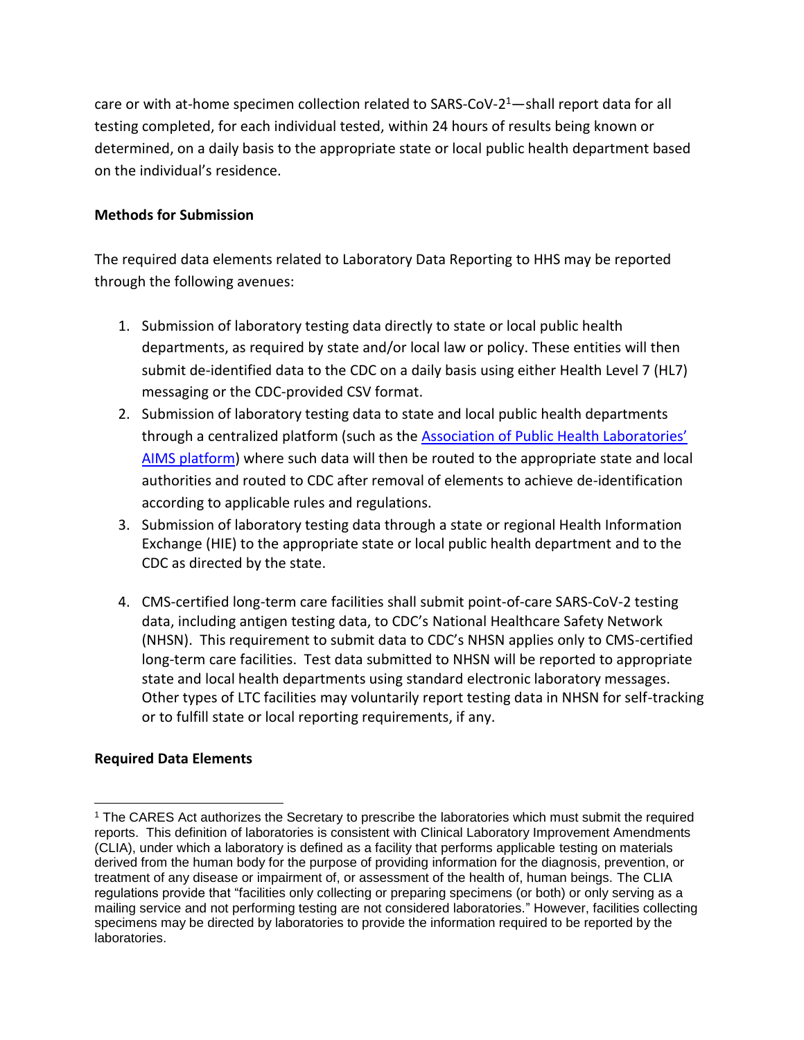care or with at-home specimen collection related to SARS-CoV-2[1]—shall report data for all testing completed, for each individual tested, within 24 hours of results being known or determined, on a daily basis to the appropriate state or local public health department based on the individual's residence.

**Methods for Submission**

The required data elements related to Laboratory Data Reporting to HHS may be reported through the following avenues:

1. Submission of laboratory testing data directly to state or local public health departments, as required by state and/or local law or policy. These entities will then submit de-identified data to the CDC on a daily basis using either Health Level 7 (HL7) messaging or the CDC-provided CSV format.
2. Submission of laboratory testing data to state and local public health departments through a centralized platform (such as the Association of Public Health Laboratories' AIMS platform) where such data will then be routed to the appropriate state and local authorities and routed to CDC after removal of elements to achieve de-identification according to applicable rules and regulations.
3. Submission of laboratory testing data through a state or regional Health Information Exchange (HIE) to the appropriate state or local public health department and to the CDC as directed by the state.
4. CMS-certified long-term care facilities shall submit point-of-care SARS-CoV-2 testing data, including antigen testing data, to CDC's National Healthcare Safety Network (NHSN). This requirement to submit data to CDC's NHSN applies only to CMS-certified long-term care facilities. Test data submitted to NHSN will be reported to appropriate state and local health departments using standard electronic laboratory messages. Other types of LTC facilities may voluntarily report testing data in NHSN for self-tracking or to fulfill state or local reporting requirements, if any.

**Required Data Elements**

[1] The CARES Act authorizes the Secretary to prescribe the laboratories which must submit the required reports. This definition of laboratories is consistent with Clinical Laboratory Improvement Amendments (CLIA), under which a laboratory is defined as a facility that performs applicable testing on materials derived from the human body for the purpose of providing information for the diagnosis, prevention, or treatment of any disease or impairment of, or assessment of the health of, human beings. The CLIA regulations provide that "facilities only collecting or preparing specimens (or both) or only serving as a mailing service and not performing testing are not considered laboratories." However, facilities collecting specimens may be directed by laboratories to provide the information required to be reported by the laboratories.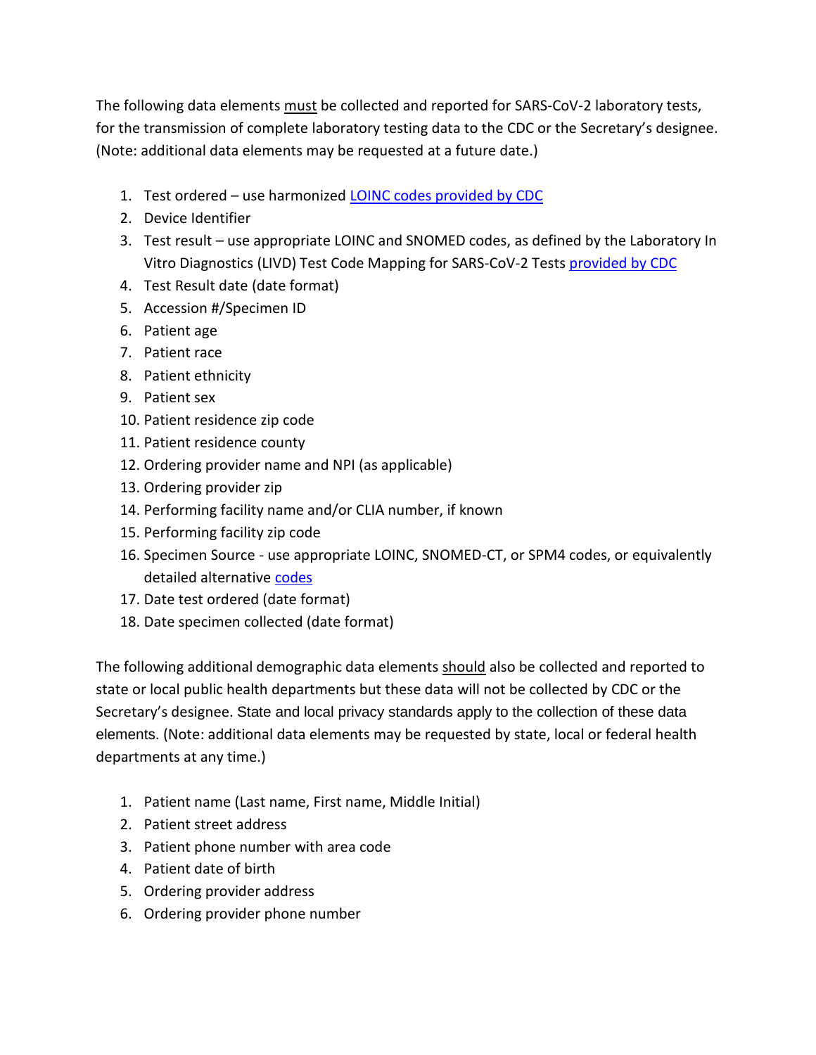The following data elements <u>must</u> be collected and reported for SARS-CoV-2 laboratory tests, for the transmission of complete laboratory testing data to the CDC or the Secretary's designee. (Note: additional data elements may be requested at a future date.)

1. Test ordered – use harmonized LOINC codes provided by CDC
2. Device Identifier
3. Test result – use appropriate LOINC and SNOMED codes, as defined by the Laboratory In Vitro Diagnostics (LIVD) Test Code Mapping for SARS-CoV-2 Tests provided by CDC
4. Test Result date (date format)
5. Accession #/Specimen ID
6. Patient age
7. Patient race
8. Patient ethnicity
9. Patient sex
10. Patient residence zip code
11. Patient residence county
12. Ordering provider name and NPI (as applicable)
13. Ordering provider zip
14. Performing facility name and/or CLIA number, if known
15. Performing facility zip code
16. Specimen Source - use appropriate LOINC, SNOMED-CT, or SPM4 codes, or equivalently detailed alternative codes
17. Date test ordered (date format)
18. Date specimen collected (date format)

The following additional demographic data elements <u>should</u> also be collected and reported to state or local public health departments but these data will not be collected by CDC or the Secretary's designee. State and local privacy standards apply to the collection of these data elements. (Note: additional data elements may be requested by state, local or federal health departments at any time.)

1. Patient name (Last name, First name, Middle Initial)
2. Patient street address
3. Patient phone number with area code
4. Patient date of birth
5. Ordering provider address
6. Ordering provider phone number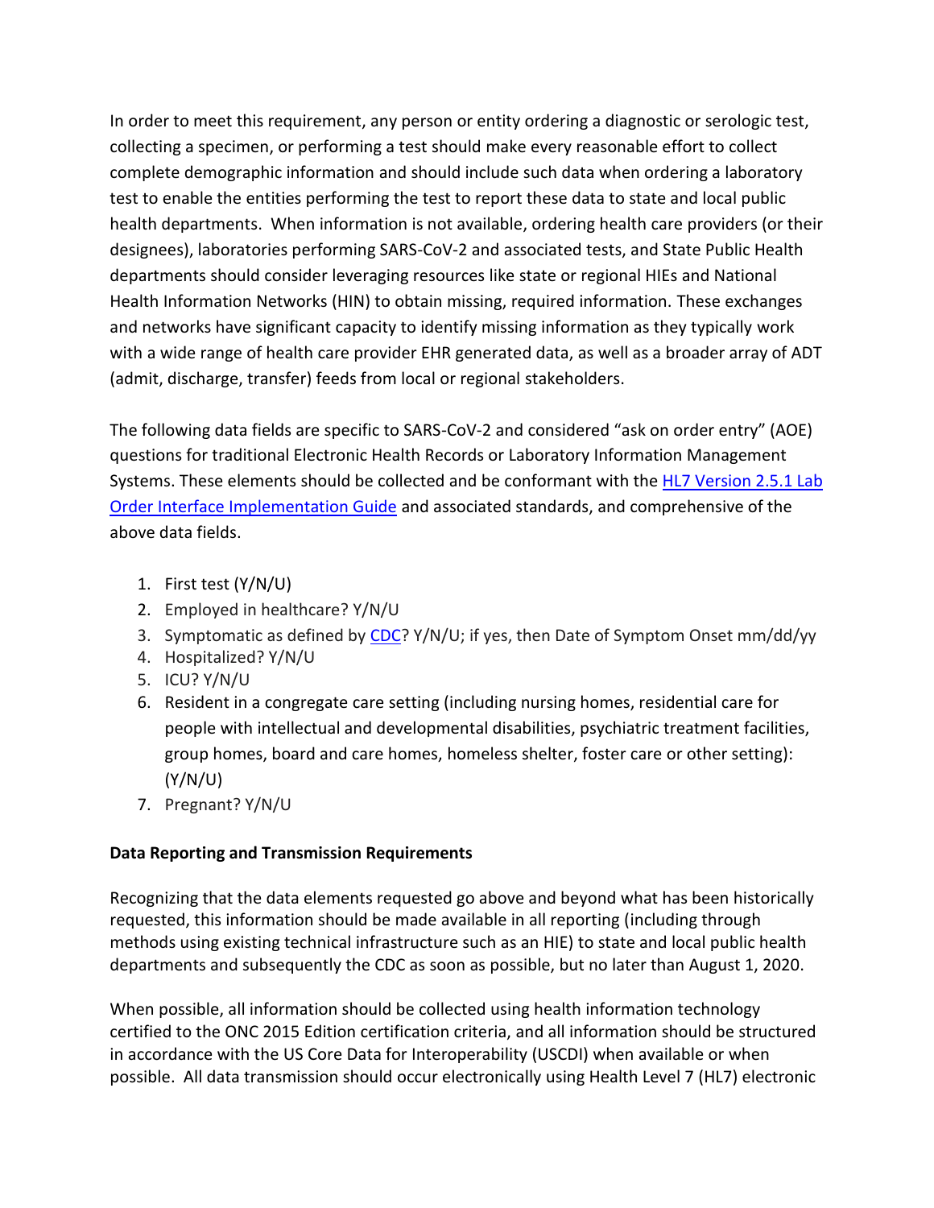In order to meet this requirement, any person or entity ordering a diagnostic or serologic test, collecting a specimen, or performing a test should make every reasonable effort to collect complete demographic information and should include such data when ordering a laboratory test to enable the entities performing the test to report these data to state and local public health departments. When information is not available, ordering health care providers (or their designees), laboratories performing SARS-CoV-2 and associated tests, and State Public Health departments should consider leveraging resources like state or regional HIEs and National Health Information Networks (HIN) to obtain missing, required information. These exchanges and networks have significant capacity to identify missing information as they typically work with a wide range of health care provider EHR generated data, as well as a broader array of ADT (admit, discharge, transfer) feeds from local or regional stakeholders.

The following data fields are specific to SARS-CoV-2 and considered "ask on order entry" (AOE) questions for traditional Electronic Health Records or Laboratory Information Management Systems. These elements should be collected and be conformant with the HL7 Version 2.5.1 Lab Order Interface Implementation Guide and associated standards, and comprehensive of the above data fields.

1. First test (Y/N/U)
2. Employed in healthcare? Y/N/U
3. Symptomatic as defined by CDC? Y/N/U; if yes, then Date of Symptom Onset mm/dd/yy
4. Hospitalized? Y/N/U
5. ICU? Y/N/U
6. Resident in a congregate care setting (including nursing homes, residential care for people with intellectual and developmental disabilities, psychiatric treatment facilities, group homes, board and care homes, homeless shelter, foster care or other setting): (Y/N/U)
7. Pregnant? Y/N/U

**Data Reporting and Transmission Requirements**

Recognizing that the data elements requested go above and beyond what has been historically requested, this information should be made available in all reporting (including through methods using existing technical infrastructure such as an HIE) to state and local public health departments and subsequently the CDC as soon as possible, but no later than August 1, 2020.

When possible, all information should be collected using health information technology certified to the ONC 2015 Edition certification criteria, and all information should be structured in accordance with the US Core Data for Interoperability (USCDI) when available or when possible. All data transmission should occur electronically using Health Level 7 (HL7) electronic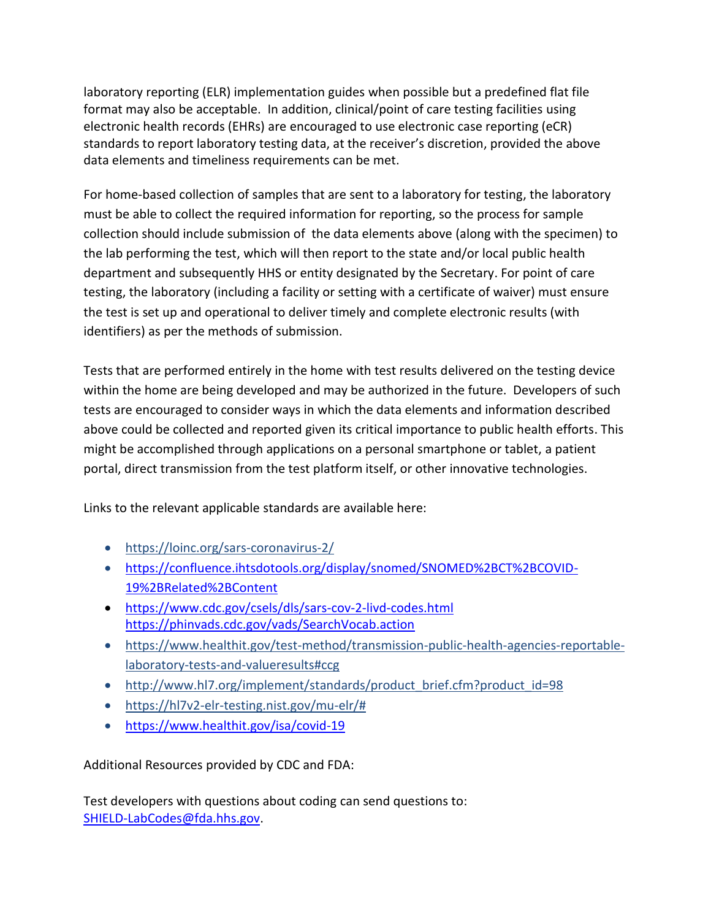laboratory reporting (ELR) implementation guides when possible but a predefined flat file format may also be acceptable. In addition, clinical/point of care testing facilities using electronic health records (EHRs) are encouraged to use electronic case reporting (eCR) standards to report laboratory testing data, at the receiver's discretion, provided the above data elements and timeliness requirements can be met.

For home-based collection of samples that are sent to a laboratory for testing, the laboratory must be able to collect the required information for reporting, so the process for sample collection should include submission of the data elements above (along with the specimen) to the lab performing the test, which will then report to the state and/or local public health department and subsequently HHS or entity designated by the Secretary. For point of care testing, the laboratory (including a facility or setting with a certificate of waiver) must ensure the test is set up and operational to deliver timely and complete electronic results (with identifiers) as per the methods of submission.

Tests that are performed entirely in the home with test results delivered on the testing device within the home are being developed and may be authorized in the future. Developers of such tests are encouraged to consider ways in which the data elements and information described above could be collected and reported given its critical importance to public health efforts. This might be accomplished through applications on a personal smartphone or tablet, a patient portal, direct transmission from the test platform itself, or other innovative technologies.

Links to the relevant applicable standards are available here:

- https://loinc.org/sars-coronavirus-2/
- https://confluence.ihtsdotools.org/display/snomed/SNOMED%2BCT%2BCOVID-19%2BRelated%2BContent
- https://www.cdc.gov/csels/dls/sars-cov-2-livd-codes.html
  https://phinvads.cdc.gov/vads/SearchVocab.action
- https://www.healthit.gov/test-method/transmission-public-health-agencies-reportable-laboratory-tests-and-valueresults#ccg
- http://www.hl7.org/implement/standards/product_brief.cfm?product_id=98
- https://hl7v2-elr-testing.nist.gov/mu-elr/#
- https://www.healthit.gov/isa/covid-19

Additional Resources provided by CDC and FDA:

Test developers with questions about coding can send questions to:
SHIELD-LabCodes@fda.hhs.gov.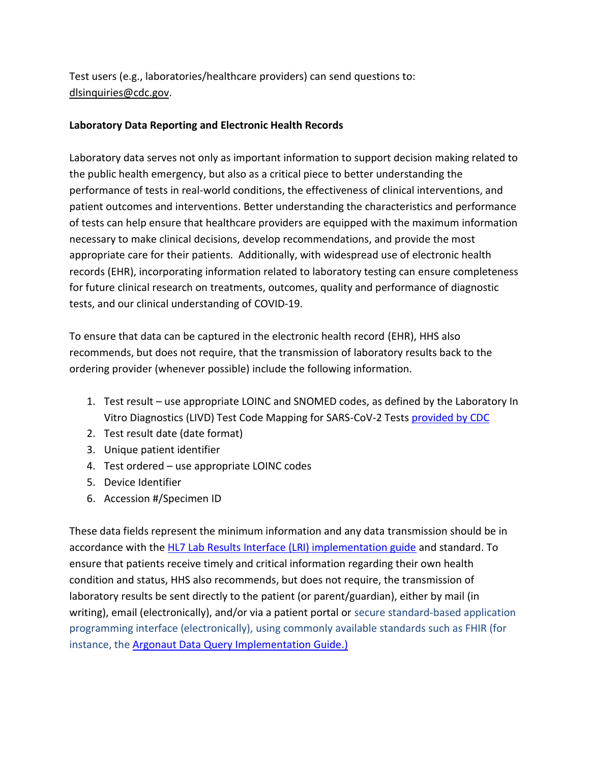Test users (e.g., laboratories/healthcare providers) can send questions to: dlsinquiries@cdc.gov.

**Laboratory Data Reporting and Electronic Health Records**

Laboratory data serves not only as important information to support decision making related to the public health emergency, but also as a critical piece to better understanding the performance of tests in real-world conditions, the effectiveness of clinical interventions, and patient outcomes and interventions. Better understanding the characteristics and performance of tests can help ensure that healthcare providers are equipped with the maximum information necessary to make clinical decisions, develop recommendations, and provide the most appropriate care for their patients. Additionally, with widespread use of electronic health records (EHR), incorporating information related to laboratory testing can ensure completeness for future clinical research on treatments, outcomes, quality and performance of diagnostic tests, and our clinical understanding of COVID-19.

To ensure that data can be captured in the electronic health record (EHR), HHS also recommends, but does not require, that the transmission of laboratory results back to the ordering provider (whenever possible) include the following information.

1. Test result – use appropriate LOINC and SNOMED codes, as defined by the Laboratory In Vitro Diagnostics (LIVD) Test Code Mapping for SARS-CoV-2 Tests provided by CDC
2. Test result date (date format)
3. Unique patient identifier
4. Test ordered – use appropriate LOINC codes
5. Device Identifier
6. Accession #/Specimen ID

These data fields represent the minimum information and any data transmission should be in accordance with the HL7 Lab Results Interface (LRI) implementation guide and standard. To ensure that patients receive timely and critical information regarding their own health condition and status, HHS also recommends, but does not require, the transmission of laboratory results be sent directly to the patient (or parent/guardian), either by mail (in writing), email (electronically), and/or via a patient portal or secure standard-based application programming interface (electronically), using commonly available standards such as FHIR (for instance, the Argonaut Data Query Implementation Guide.)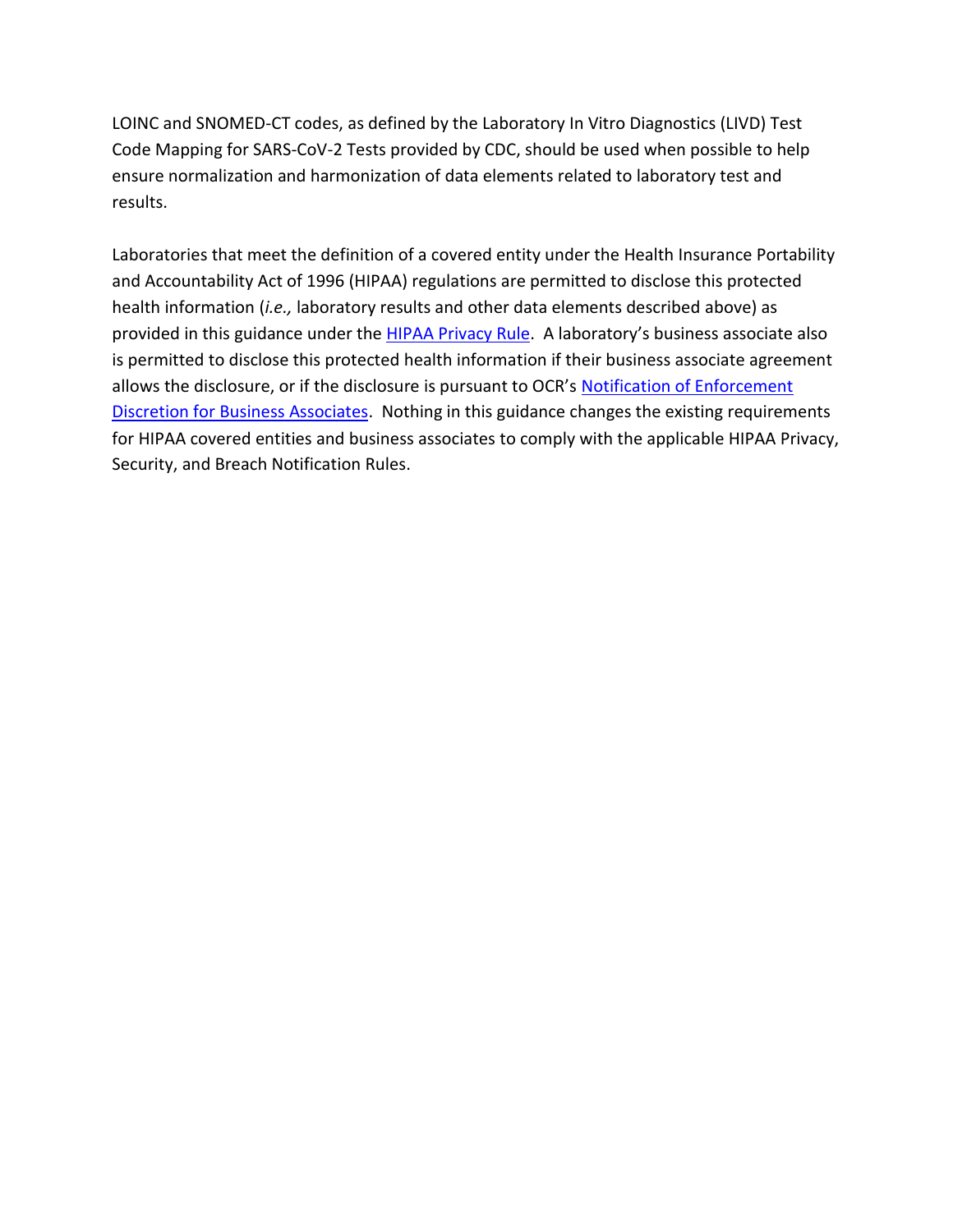LOINC and SNOMED-CT codes, as defined by the Laboratory In Vitro Diagnostics (LIVD) Test Code Mapping for SARS-CoV-2 Tests provided by CDC, should be used when possible to help ensure normalization and harmonization of data elements related to laboratory test and results.

Laboratories that meet the definition of a covered entity under the Health Insurance Portability and Accountability Act of 1996 (HIPAA) regulations are permitted to disclose this protected health information (*i.e.,* laboratory results and other data elements described above) as provided in this guidance under the HIPAA Privacy Rule. A laboratory's business associate also is permitted to disclose this protected health information if their business associate agreement allows the disclosure, or if the disclosure is pursuant to OCR's Notification of Enforcement Discretion for Business Associates. Nothing in this guidance changes the existing requirements for HIPAA covered entities and business associates to comply with the applicable HIPAA Privacy, Security, and Breach Notification Rules.